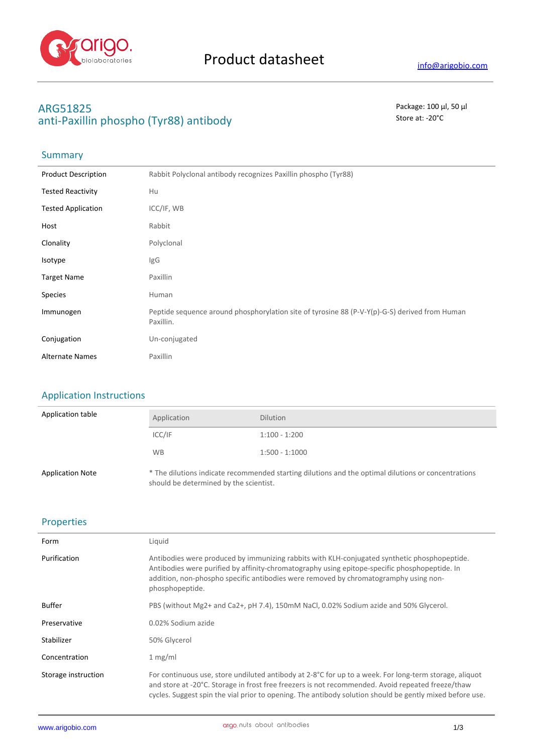# Product datasheet

info@arigobio.com

## ARG51825
## anti-Paxillin phospho (Tyr88) antibody

Package: 100 μl, 50 μl
Store at: -20°C

### Summary

| | |
|---|---|
| Product Description | Rabbit Polyclonal antibody recognizes Paxillin phospho (Tyr88) |
| Tested Reactivity | Hu |
| Tested Application | ICC/IF, WB |
| Host | Rabbit |
| Clonality | Polyclonal |
| Isotype | IgG |
| Target Name | Paxillin |
| Species | Human |
| Immunogen | Peptide sequence around phosphorylation site of tyrosine 88 (P-V-Y(p)-G-S) derived from Human Paxillin. |
| Conjugation | Un-conjugated |
| Alternate Names | Paxillin |

### Application Instructions

Application table

| Application | Dilution |
|---|---|
| ICC/IF | 1:100 - 1:200 |
| WB | 1:500 - 1:1000 |

Application Note: * The dilutions indicate recommended starting dilutions and the optimal dilutions or concentrations should be determined by the scientist.

### Properties

| | |
|---|---|
| Form | Liquid |
| Purification | Antibodies were produced by immunizing rabbits with KLH-conjugated synthetic phosphopeptide. Antibodies were purified by affinity-chromatography using epitope-specific phosphopeptide. In addition, non-phospho specific antibodies were removed by chromatogramphy using non-phosphopeptide. |
| Buffer | PBS (without Mg2+ and Ca2+, pH 7.4), 150mM NaCl, 0.02% Sodium azide and 50% Glycerol. |
| Preservative | 0.02% Sodium azide |
| Stabilizer | 50% Glycerol |
| Concentration | 1 mg/ml |
| Storage instruction | For continuous use, store undiluted antibody at 2-8°C for up to a week. For long-term storage, aliquot and store at -20°C. Storage in frost free freezers is not recommended. Avoid repeated freeze/thaw cycles. Suggest spin the vial prior to opening. The antibody solution should be gently mixed before use. |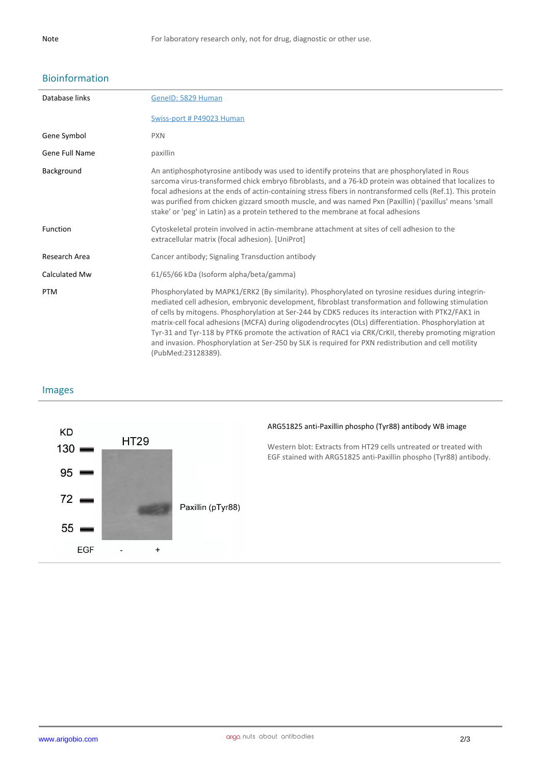| Note | For laboratory research only, not for drug, diagnostic or other use. |
| --- | --- |

## Bioinformation

| | |
| --- | --- |
| Database links | GeneID: 5829 Human<br><br>Swiss-port # P49023 Human |
| Gene Symbol | PXN |
| Gene Full Name | paxillin |
| Background | An antiphosphotyrosine antibody was used to identify proteins that are phosphorylated in Rous sarcoma virus-transformed chick embryo fibroblasts, and a 76-kD protein was obtained that localizes to focal adhesions at the ends of actin-containing stress fibers in nontransformed cells (Ref.1). This protein was purified from chicken gizzard smooth muscle, and was named Pxn (Paxillin) ('paxillus' means 'small stake' or 'peg' in Latin) as a protein tethered to the membrane at focal adhesions |
| Function | Cytoskeletal protein involved in actin-membrane attachment at sites of cell adhesion to the extracellular matrix (focal adhesion). [UniProt] |
| Research Area | Cancer antibody; Signaling Transduction antibody |
| Calculated Mw | 61/65/66 kDa (Isoform alpha/beta/gamma) |
| PTM | Phosphorylated by MAPK1/ERK2 (By similarity). Phosphorylated on tyrosine residues during integrin-mediated cell adhesion, embryonic development, fibroblast transformation and following stimulation of cells by mitogens. Phosphorylation at Ser-244 by CDK5 reduces its interaction with PTK2/FAK1 in matrix-cell focal adhesions (MCFA) during oligodendrocytes (OLs) differentiation. Phosphorylation at Tyr-31 and Tyr-118 by PTK6 promote the activation of RAC1 via CRK/CrKII, thereby promoting migration and invasion. Phosphorylation at Ser-250 by SLK is required for PXN redistribution and cell motility (PubMed:23128389). |

## Images

**ARG51825 anti-Paxillin phospho (Tyr88) antibody WB image**

Western blot: Extracts from HT29 cells untreated or treated with EGF stained with ARG51825 anti-Paxillin phospho (Tyr88) antibody.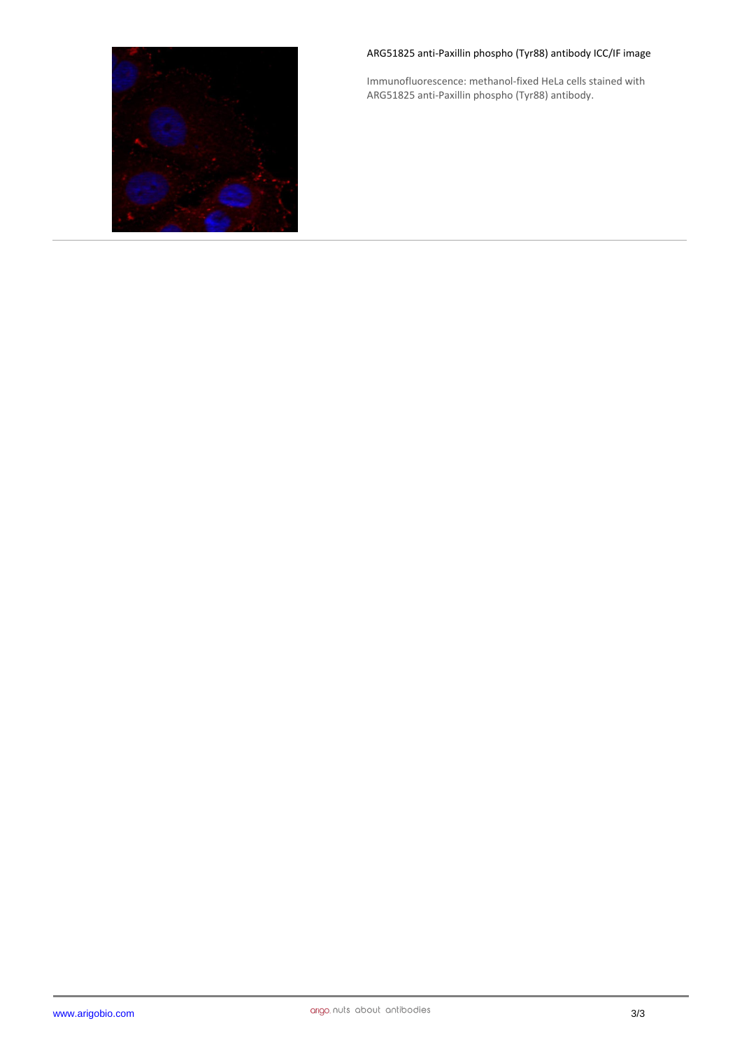ARG51825 anti-Paxillin phospho (Tyr88) antibody ICC/IF image

Immunofluorescence: methanol-fixed HeLa cells stained with ARG51825 anti-Paxillin phospho (Tyr88) antibody.